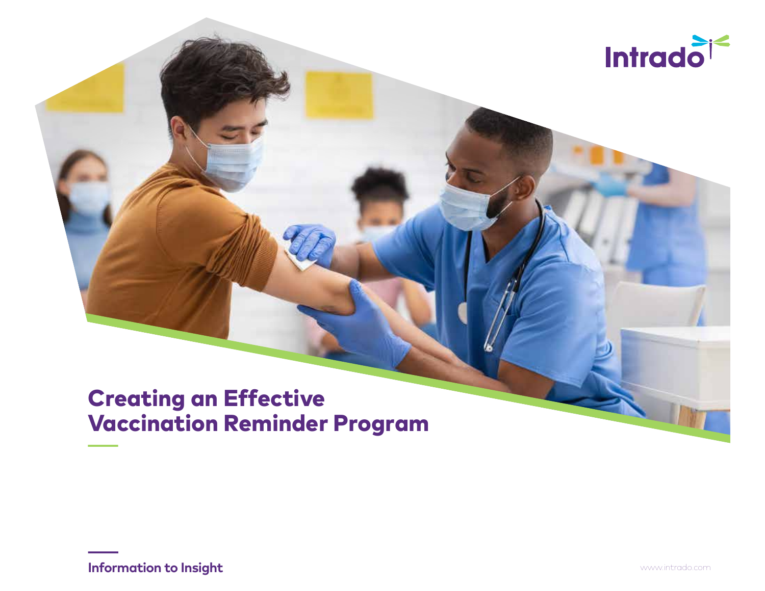Intrado

# Creating an Effective Vaccination Reminder Program

Information to Insight

www.intrado.com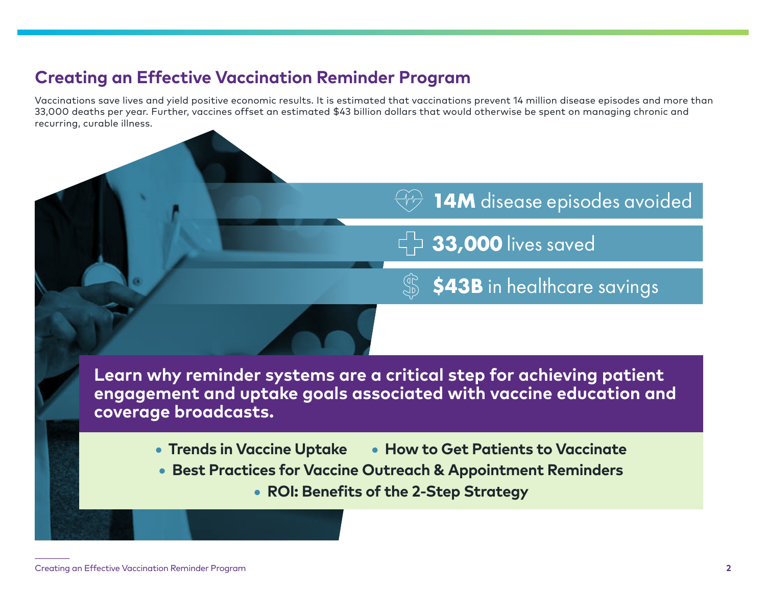## Creating an Effective Vaccination Reminder Program

Vaccinations save lives and yield positive economic results. It is estimated that vaccinations prevent 14 million disease episodes and more than 33,000 deaths per year. Further, vaccines offset an estimated $43 billion dollars that would otherwise be spent on managing chronic and recurring, curable illness.

**14M** disease episodes avoided

**33,000** lives saved

**$43B** in healthcare savings

**Learn why reminder systems are a critical step for achieving patient engagement and uptake goals associated with vaccine education and coverage broadcasts.**

- **Trends in Vaccine Uptake**
- **How to Get Patients to Vaccinate**
- **Best Practices for Vaccine Outreach & Appointment Reminders**
- **ROI: Benefits of the 2-Step Strategy**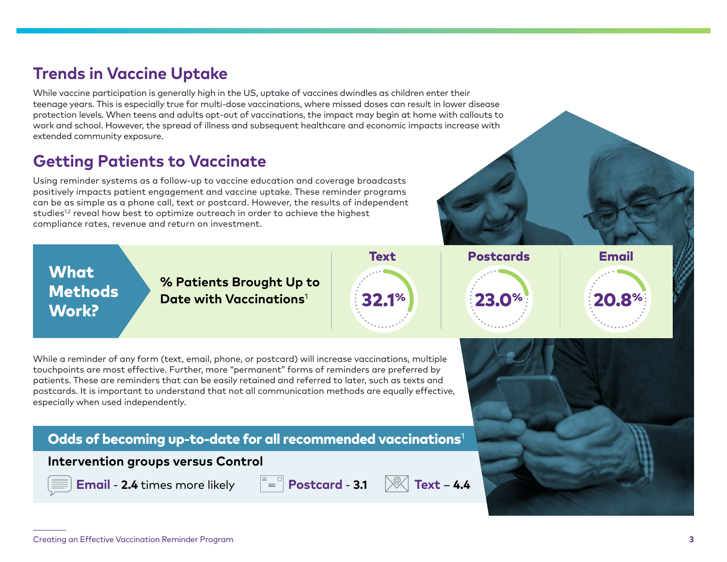## Trends in Vaccine Uptake

While vaccine participation is generally high in the US, uptake of vaccines dwindles as children enter their teenage years. This is especially true for multi-dose vaccinations, where missed doses can result in lower disease protection levels. When teens and adults opt-out of vaccinations, the impact may begin at home with callouts to work and school. However, the spread of illness and subsequent healthcare and economic impacts increase with extended community exposure.

## Getting Patients to Vaccinate

Using reminder systems as a follow-up to vaccine education and coverage broadcasts positively impacts patient engagement and vaccine uptake. These reminder programs can be as simple as a phone call, text or postcard. However, the results of independent studies[1,2] reveal how best to optimize outreach in order to achieve the highest compliance rates, revenue and return on investment.

### What Methods Work?

**% Patients Brought Up to Date with Vaccinations[1]**

| Text | Postcards | Email |
| --- | --- | --- |
| 32.1% | 23.0% | 20.8% |

While a reminder of any form (text, email, phone, or postcard) will increase vaccinations, multiple touchpoints are most effective. Further, more "permanent" forms of reminders are preferred by patients. These are reminders that can be easily retained and referred to later, such as texts and postcards. It is important to understand that not all communication methods are equally effective, especially when used independently.

### Odds of becoming up-to-date for all recommended vaccinations[1]

**Intervention groups versus Control**

**Email** - **2.4** times more likely | **Postcard** - **3.1** | **Text** – **4.4**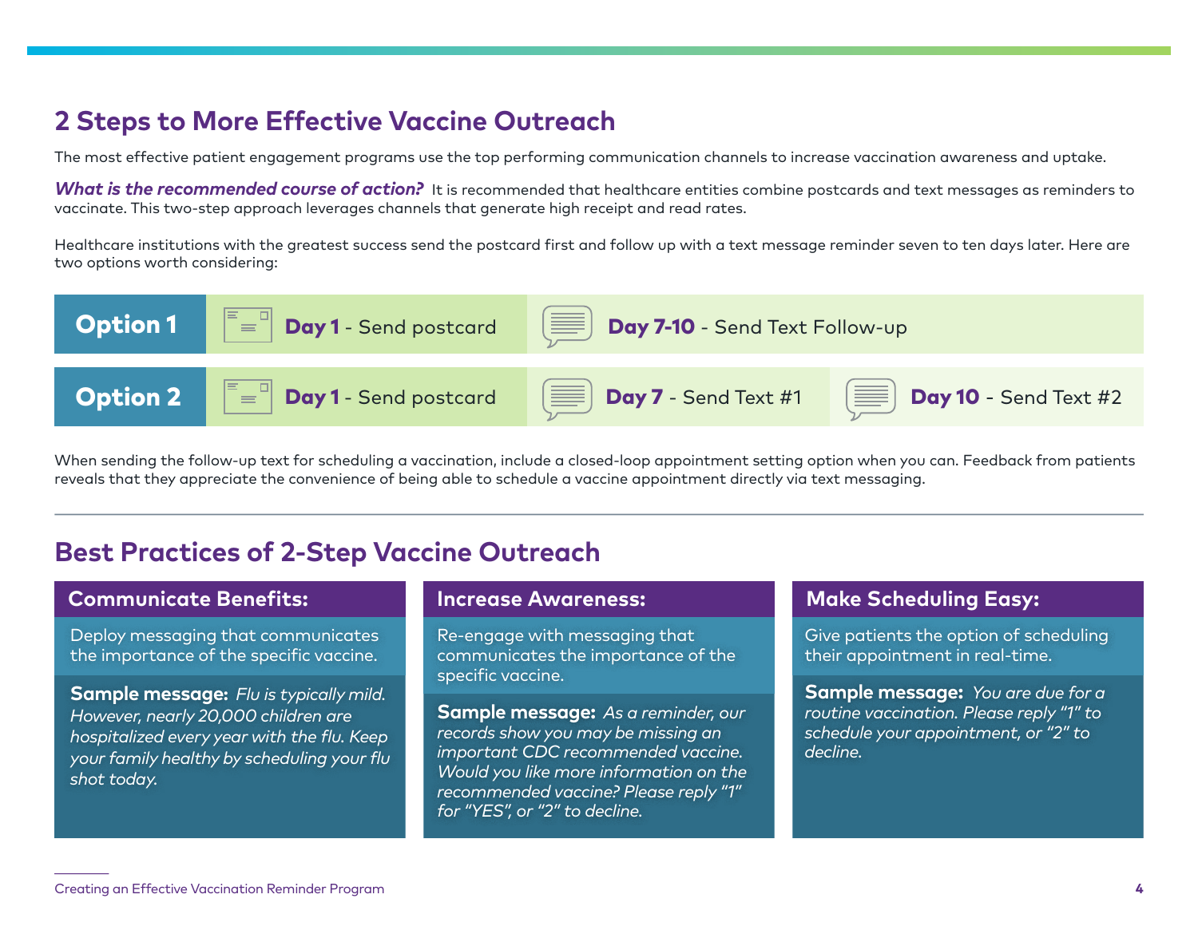## 2 Steps to More Effective Vaccine Outreach

The most effective patient engagement programs use the top performing communication channels to increase vaccination awareness and uptake.

***What is the recommended course of action?*** It is recommended that healthcare entities combine postcards and text messages as reminders to vaccinate. This two-step approach leverages channels that generate high receipt and read rates.

Healthcare institutions with the greatest success send the postcard first and follow up with a text message reminder seven to ten days later. Here are two options worth considering:

| | | | |
|---|---|---|---|
| **Option 1** | **Day 1** - Send postcard | **Day 7-10** - Send Text Follow-up | |
| **Option 2** | **Day 1** - Send postcard | **Day 7** - Send Text #1 | **Day 10** - Send Text #2 |

When sending the follow-up text for scheduling a vaccination, include a closed-loop appointment setting option when you can. Feedback from patients reveals that they appreciate the convenience of being able to schedule a vaccine appointment directly via text messaging.

---

## Best Practices of 2-Step Vaccine Outreach

### Communicate Benefits:

Deploy messaging that communicates the importance of the specific vaccine.

**Sample message:** *Flu is typically mild. However, nearly 20,000 children are hospitalized every year with the flu. Keep your family healthy by scheduling your flu shot today.*

### Increase Awareness:

Re-engage with messaging that communicates the importance of the specific vaccine.

**Sample message:** *As a reminder, our records show you may be missing an important CDC recommended vaccine. Would you like more information on the recommended vaccine? Please reply "1" for "YES", or "2" to decline.*

### Make Scheduling Easy:

Give patients the option of scheduling their appointment in real-time.

**Sample message:** *You are due for a routine vaccination. Please reply "1" to schedule your appointment, or "2" to decline.*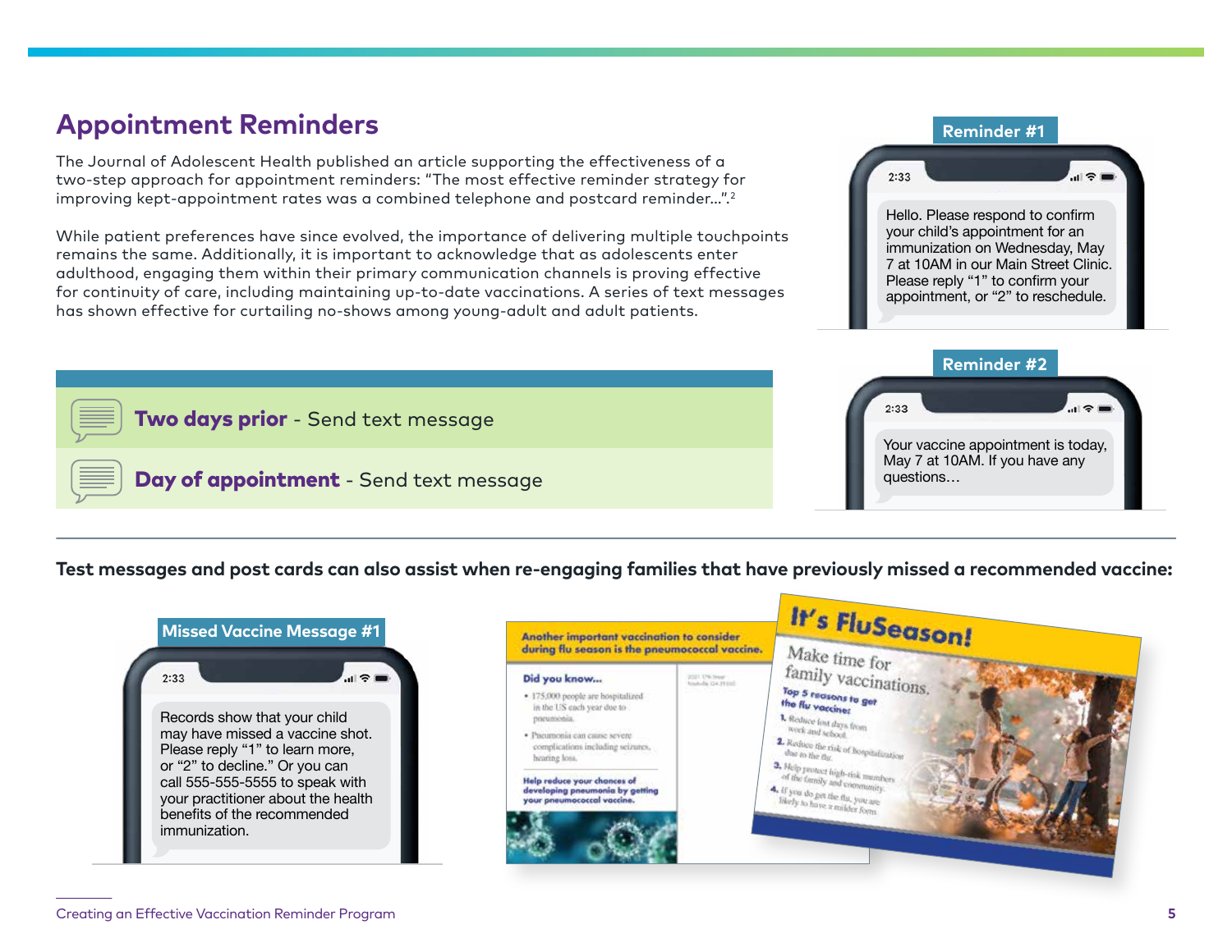## Appointment Reminders

The Journal of Adolescent Health published an article supporting the effectiveness of a two-step approach for appointment reminders: "The most effective reminder strategy for improving kept-appointment rates was a combined telephone and postcard reminder...".[2]

While patient preferences have since evolved, the importance of delivering multiple touchpoints remains the same. Additionally, it is important to acknowledge that as adolescents enter adulthood, engaging them within their primary communication channels is proving effective for continuity of care, including maintaining up-to-date vaccinations. A series of text messages has shown effective for curtailing no-shows among young-adult and adult patients.

**Two days prior** - Send text message

**Day of appointment** - Send text message

**Reminder #1**

Hello. Please respond to confirm your child's appointment for an immunization on Wednesday, May 7 at 10AM in our Main Street Clinic. Please reply "1" to confirm your appointment, or "2" to reschedule.

**Reminder #2**

Your vaccine appointment is today, May 7 at 10AM. If you have any questions…

**Test messages and post cards can also assist when re-engaging families that have previously missed a recommended vaccine:**

**Missed Vaccine Message #1**

Records show that your child may have missed a vaccine shot. Please reply "1" to learn more, or "2" to decline." Or you can call 555-555-5555 to speak with your practitioner about the health benefits of the recommended immunization.

**Another important vaccination to consider during flu season is the pneumococcal vaccine.**

**Did you know...**

- 175,000 people are hospitalized in the US each year due to pneumonia.
- Pneumonia can cause severe complications including seizures, hearing loss.

**Help reduce your chances of developing pneumonia by getting your pneumococcal vaccine.**

**It's FluSeason!**

Make time for family vaccinations.

**Top 5 reasons to get the flu vaccine:**

1. Reduce lost days from work and school.
2. Reduce the risk of hospitalization due to the flu.
3. Help protect high-risk members of the family and community.
4. If you do get the flu, you are likely to have a milder form.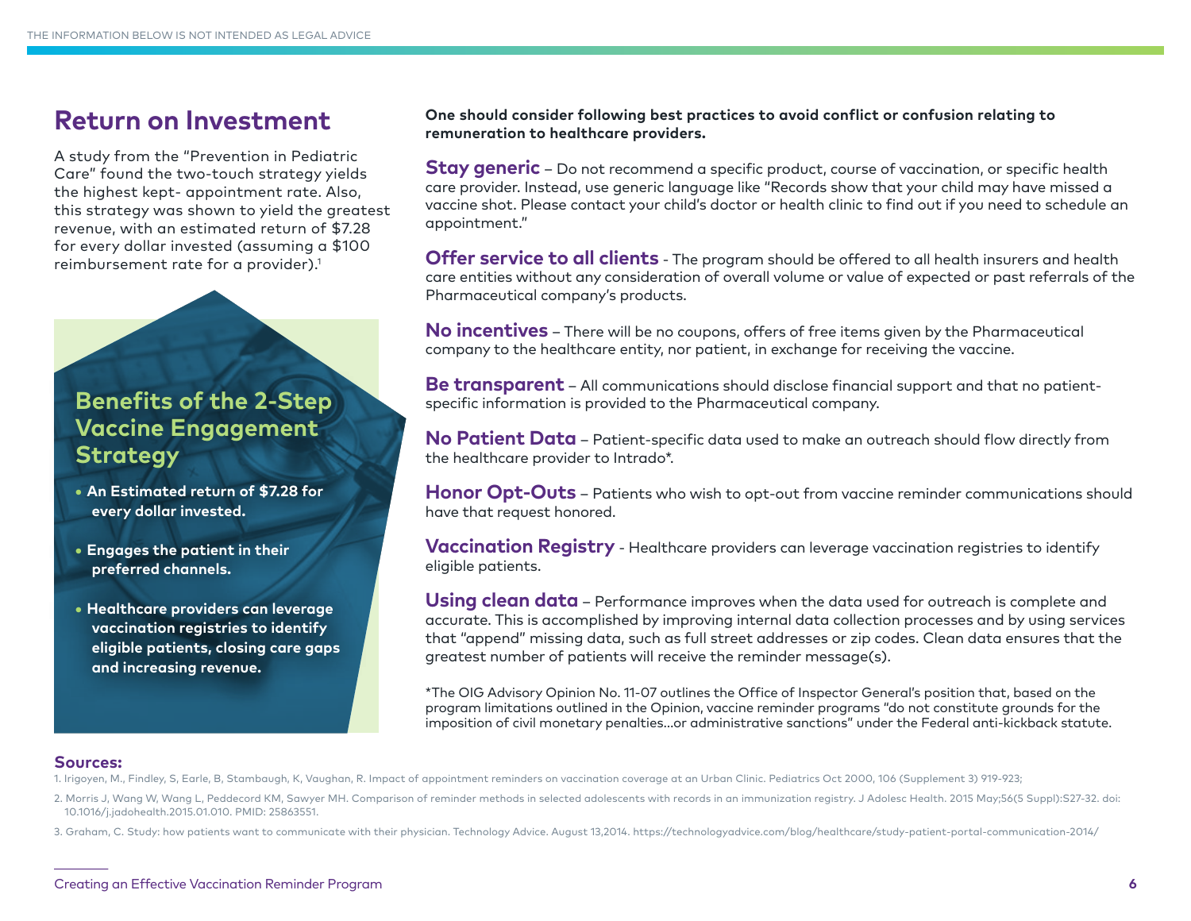THE INFORMATION BELOW IS NOT INTENDED AS LEGAL ADVICE

## Return on Investment

A study from the "Prevention in Pediatric Care" found the two-touch strategy yields the highest kept- appointment rate. Also, this strategy was shown to yield the greatest revenue, with an estimated return of $7.28 for every dollar invested (assuming a $100 reimbursement rate for a provider).[1]

### Benefits of the 2-Step Vaccine Engagement Strategy

- **An Estimated return of $7.28 for every dollar invested.**
- **Engages the patient in their preferred channels.**
- **Healthcare providers can leverage vaccination registries to identify eligible patients, closing care gaps and increasing revenue.**

**One should consider following best practices to avoid conflict or confusion relating to remuneration to healthcare providers.**

**Stay generic** – Do not recommend a specific product, course of vaccination, or specific health care provider. Instead, use generic language like "Records show that your child may have missed a vaccine shot. Please contact your child's doctor or health clinic to find out if you need to schedule an appointment."

**Offer service to all clients** - The program should be offered to all health insurers and health care entities without any consideration of overall volume or value of expected or past referrals of the Pharmaceutical company's products.

**No incentives** – There will be no coupons, offers of free items given by the Pharmaceutical company to the healthcare entity, nor patient, in exchange for receiving the vaccine.

**Be transparent** – All communications should disclose financial support and that no patient-specific information is provided to the Pharmaceutical company.

**No Patient Data** – Patient-specific data used to make an outreach should flow directly from the healthcare provider to Intrado*.

**Honor Opt-Outs** – Patients who wish to opt-out from vaccine reminder communications should have that request honored.

**Vaccination Registry** - Healthcare providers can leverage vaccination registries to identify eligible patients.

**Using clean data** – Performance improves when the data used for outreach is complete and accurate. This is accomplished by improving internal data collection processes and by using services that "append" missing data, such as full street addresses or zip codes. Clean data ensures that the greatest number of patients will receive the reminder message(s).

*The OIG Advisory Opinion No. 11-07 outlines the Office of Inspector General's position that, based on the program limitations outlined in the Opinion, vaccine reminder programs "do not constitute grounds for the imposition of civil monetary penalties…or administrative sanctions" under the Federal anti-kickback statute.

### Sources:

1. Irigoyen, M., Findley, S, Earle, B, Stambaugh, K, Vaughan, R. Impact of appointment reminders on vaccination coverage at an Urban Clinic. Pediatrics Oct 2000, 106 (Supplement 3) 919-923;
2. Morris J, Wang W, Wang L, Peddecord KM, Sawyer MH. Comparison of reminder methods in selected adolescents with records in an immunization registry. J Adolesc Health. 2015 May;56(5 Suppl):S27-32. doi: 10.1016/j.jadohealth.2015.01.010. PMID: 25863551.
3. Graham, C. Study: how patients want to communicate with their physician. Technology Advice. August 13,2014. https://technologyadvice.com/blog/healthcare/study-patient-portal-communication-2014/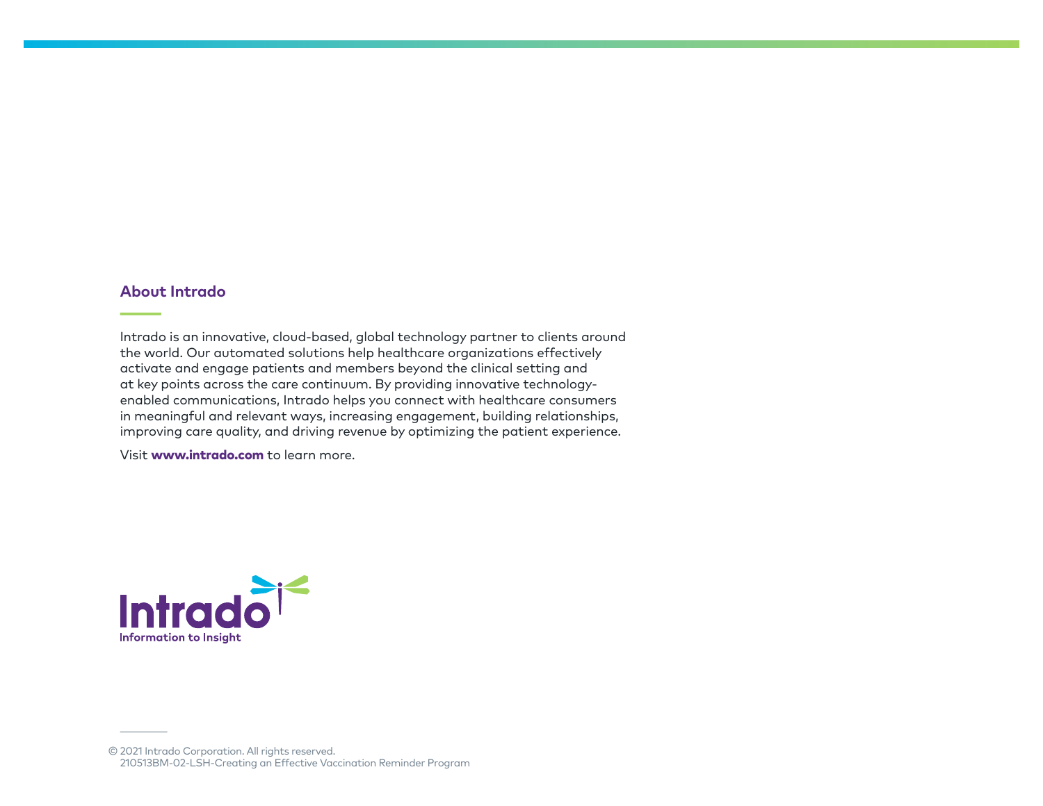## About Intrado

Intrado is an innovative, cloud-based, global technology partner to clients around the world. Our automated solutions help healthcare organizations effectively activate and engage patients and members beyond the clinical setting and at key points across the care continuum. By providing innovative technology-enabled communications, Intrado helps you connect with healthcare consumers in meaningful and relevant ways, increasing engagement, building relationships, improving care quality, and driving revenue by optimizing the patient experience.

Visit **www.intrado.com** to learn more.

Intrado
Information to Insight

© 2021 Intrado Corporation. All rights reserved.
210513BM-02-LSH-Creating an Effective Vaccination Reminder Program